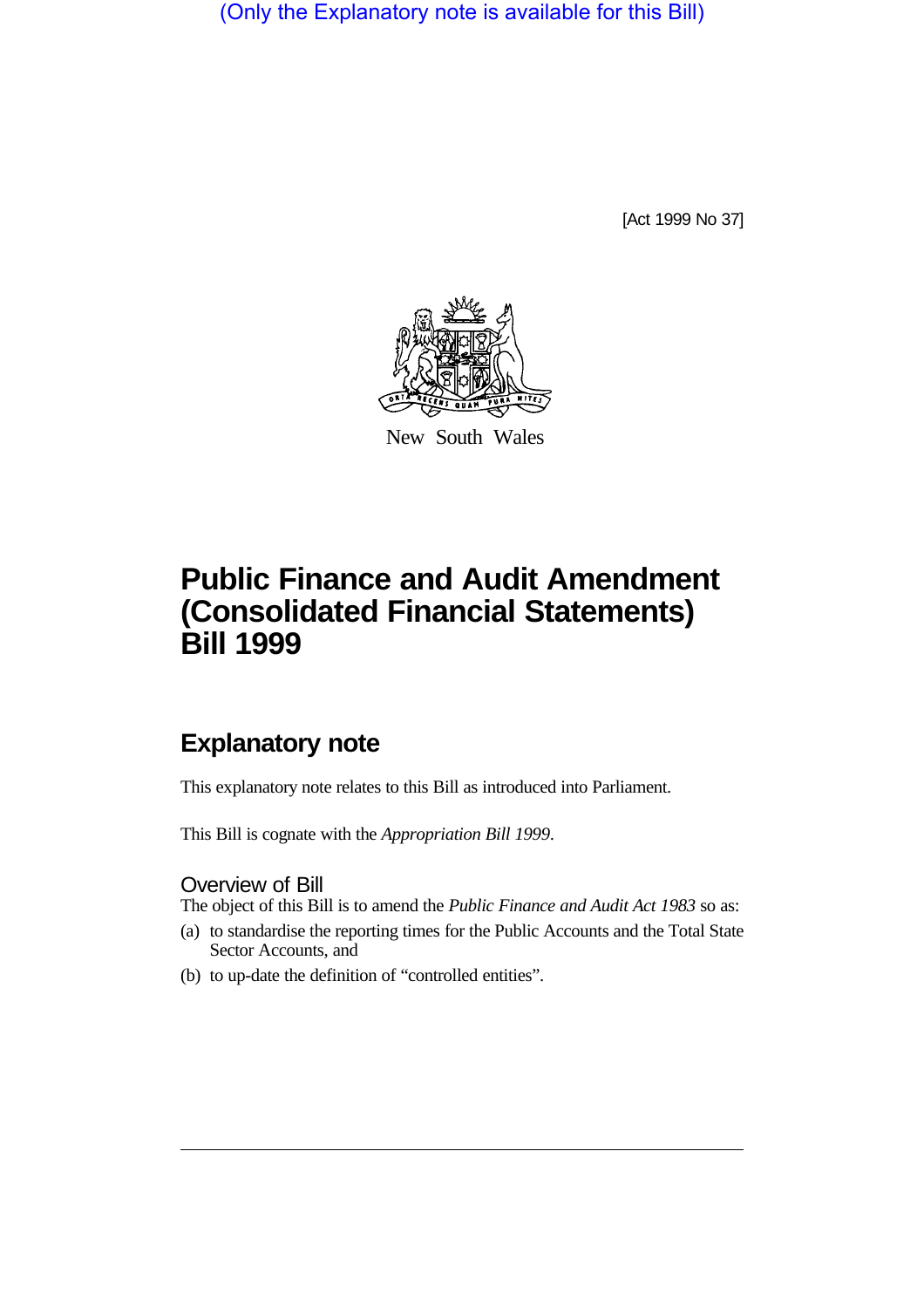(Only the Explanatory note is available for this Bill)

[Act 1999 No 37]

New South Wales

# Public Finance and Audit Amendment (Consolidated Financial Statements) Bill 1999

## Explanatory note

This explanatory note relates to this Bill as introduced into Parliament.

This Bill is cognate with the *Appropriation Bill 1999*.

### Overview of Bill

The object of this Bill is to amend the *Public Finance and Audit Act 1983* so as:

(a) to standardise the reporting times for the Public Accounts and the Total State Sector Accounts, and

(b) to up-date the definition of "controlled entities".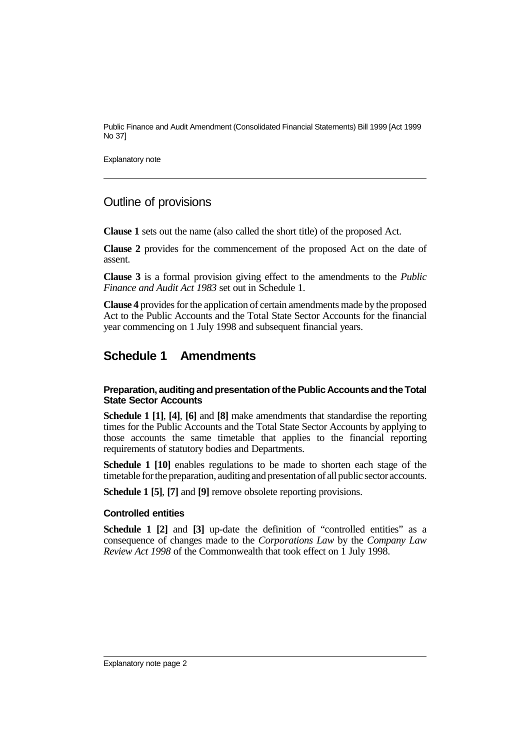## Outline of provisions

**Clause 1** sets out the name (also called the short title) of the proposed Act.

**Clause 2** provides for the commencement of the proposed Act on the date of assent.

**Clause 3** is a formal provision giving effect to the amendments to the *Public Finance and Audit Act 1983* set out in Schedule 1.

**Clause 4** provides for the application of certain amendments made by the proposed Act to the Public Accounts and the Total State Sector Accounts for the financial year commencing on 1 July 1998 and subsequent financial years.

## Schedule 1 Amendments

#### Preparation, auditing and presentation of the Public Accounts and the Total State Sector Accounts

**Schedule 1 [1]**, **[4]**, **[6]** and **[8]** make amendments that standardise the reporting times for the Public Accounts and the Total State Sector Accounts by applying to those accounts the same timetable that applies to the financial reporting requirements of statutory bodies and Departments.

**Schedule 1 [10]** enables regulations to be made to shorten each stage of the timetable for the preparation, auditing and presentation of all public sector accounts.

**Schedule 1 [5]**, **[7]** and **[9]** remove obsolete reporting provisions.

#### Controlled entities

**Schedule 1 [2]** and **[3]** up-date the definition of "controlled entities" as a consequence of changes made to the *Corporations Law* by the *Company Law Review Act 1998* of the Commonwealth that took effect on 1 July 1998.